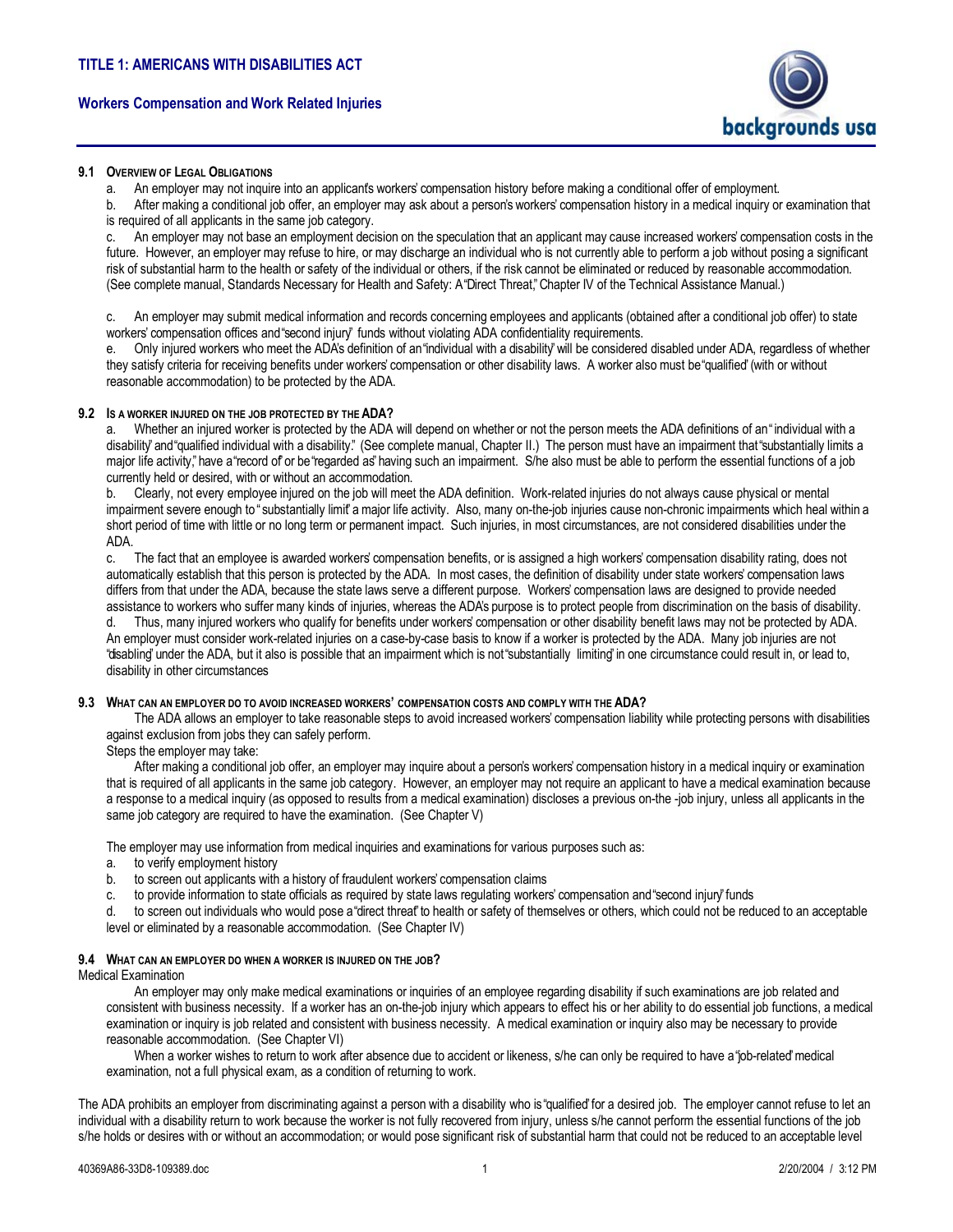# TITLE 1: AMERICANS WITH DISABILITIES ACT

## Workers Compensation and Work Related Injuries

### 9.1 Overview of Legal Obligations

a. An employer may not inquire into an applicant's workers' compensation history before making a conditional offer of employment.

b. After making a conditional job offer, an employer may ask about a person's workers' compensation history in a medical inquiry or examination that is required of all applicants in the same job category.

c. An employer may not base an employment decision on the speculation that an applicant may cause increased workers' compensation costs in the future. However, an employer may refuse to hire, or may discharge an individual who is not currently able to perform a job without posing a significant risk of substantial harm to the health or safety of the individual or others, if the risk cannot be eliminated or reduced by reasonable accommodation. (See complete manual, Standards Necessary for Health and Safety: A "Direct Threat," Chapter IV of the Technical Assistance Manual.)

c. An employer may submit medical information and records concerning employees and applicants (obtained after a conditional job offer) to state workers' compensation offices and "second injury" funds without violating ADA confidentiality requirements.

e. Only injured workers who meet the ADA's definition of an "individual with a disability" will be considered disabled under ADA, regardless of whether they satisfy criteria for receiving benefits under workers' compensation or other disability laws. A worker also must be "qualified" (with or without reasonable accommodation) to be protected by the ADA.

### 9.2 Is a worker injured on the job protected by the ADA?

a. Whether an injured worker is protected by the ADA will depend on whether or not the person meets the ADA definitions of an "individual with a disability" and "qualified individual with a disability." (See complete manual, Chapter II.) The person must have an impairment that "substantially limits a major life activity," have a "record of" or be "regarded as" having such an impairment. S/he also must be able to perform the essential functions of a job currently held or desired, with or without an accommodation.

b. Clearly, not every employee injured on the job will meet the ADA definition. Work-related injuries do not always cause physical or mental impairment severe enough to "substantially limit" a major life activity. Also, many on-the-job injuries cause non-chronic impairments which heal within a short period of time with little or no long term or permanent impact. Such injuries, in most circumstances, are not considered disabilities under the ADA.

c. The fact that an employee is awarded workers' compensation benefits, or is assigned a high workers' compensation disability rating, does not automatically establish that this person is protected by the ADA. In most cases, the definition of disability under state workers' compensation laws differs from that under the ADA, because the state laws serve a different purpose. Workers' compensation laws are designed to provide needed assistance to workers who suffer many kinds of injuries, whereas the ADA's purpose is to protect people from discrimination on the basis of disability.

d. Thus, many injured workers who qualify for benefits under workers' compensation or other disability benefit laws may not be protected by ADA. An employer must consider work-related injuries on a case-by-case basis to know if a worker is protected by the ADA. Many job injuries are not "disabling" under the ADA, but it also is possible that an impairment which is not "substantially limiting" in one circumstance could result in, or lead to, disability in other circumstances

### 9.3 What can an employer do to avoid increased workers' compensation costs and comply with the ADA?

The ADA allows an employer to take reasonable steps to avoid increased workers' compensation liability while protecting persons with disabilities against exclusion from jobs they can safely perform.

Steps the employer may take:

After making a conditional job offer, an employer may inquire about a person's workers' compensation history in a medical inquiry or examination that is required of all applicants in the same job category. However, an employer may not require an applicant to have a medical examination because a response to a medical inquiry (as opposed to results from a medical examination) discloses a previous on-the -job injury, unless all applicants in the same job category are required to have the examination. (See Chapter V)

The employer may use information from medical inquiries and examinations for various purposes such as:

a. to verify employment history
b. to screen out applicants with a history of fraudulent workers' compensation claims
c. to provide information to state officials as required by state laws regulating workers' compensation and "second injury" funds
d. to screen out individuals who would pose a "direct threat" to health or safety of themselves or others, which could not be reduced to an acceptable level or eliminated by a reasonable accommodation. (See Chapter IV)

### 9.4 What can an employer do when a worker is injured on the job?

Medical Examination

An employer may only make medical examinations or inquiries of an employee regarding disability if such examinations are job related and consistent with business necessity. If a worker has an on-the-job injury which appears to effect his or her ability to do essential job functions, a medical examination or inquiry is job related and consistent with business necessity. A medical examination or inquiry also may be necessary to provide reasonable accommodation. (See Chapter VI)

When a worker wishes to return to work after absence due to accident or likeness, s/he can only be required to have a "job-related" medical examination, not a full physical exam, as a condition of returning to work.

The ADA prohibits an employer from discriminating against a person with a disability who is "qualified" for a desired job. The employer cannot refuse to let an individual with a disability return to work because the worker is not fully recovered from injury, unless s/he cannot perform the essential functions of the job s/he holds or desires with or without an accommodation; or would pose significant risk of substantial harm that could not be reduced to an acceptable level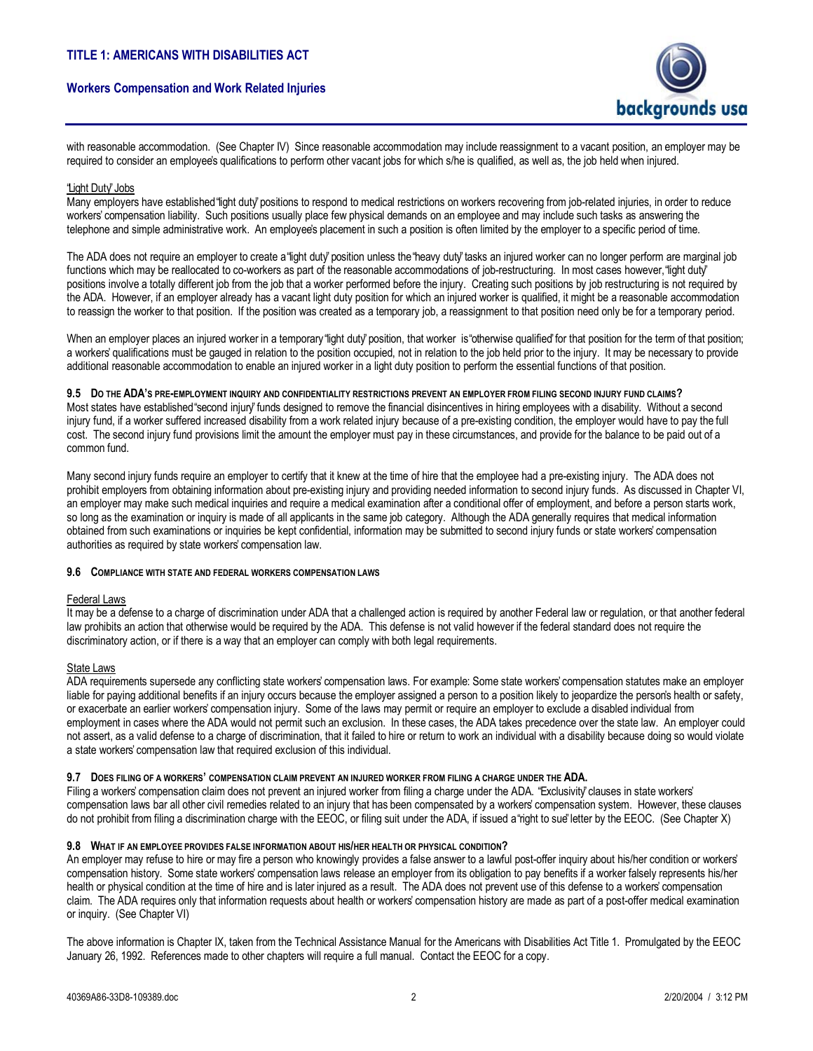with reasonable accommodation. (See Chapter IV) Since reasonable accommodation may include reassignment to a vacant position, an employer may be required to consider an employee's qualifications to perform other vacant jobs for which s/he is qualified, as well as, the job held when injured.

"Light Duty" Jobs

Many employers have established "light duty" positions to respond to medical restrictions on workers recovering from job-related injuries, in order to reduce workers' compensation liability. Such positions usually place few physical demands on an employee and may include such tasks as answering the telephone and simple administrative work. An employee's placement in such a position is often limited by the employer to a specific period of time.

The ADA does not require an employer to create a "light duty" position unless the "heavy duty" tasks an injured worker can no longer perform are marginal job functions which may be reallocated to co-workers as part of the reasonable accommodations of job-restructuring. In most cases however, "light duty" positions involve a totally different job from the job that a worker performed before the injury. Creating such positions by job restructuring is not required by the ADA. However, if an employer already has a vacant light duty position for which an injured worker is qualified, it might be a reasonable accommodation to reassign the worker to that position. If the position was created as a temporary job, a reassignment to that position need only be for a temporary period.

When an employer places an injured worker in a temporary "light duty" position, that worker is "otherwise qualified" for that position for the term of that position; a workers' qualifications must be gauged in relation to the position occupied, not in relation to the job held prior to the injury. It may be necessary to provide additional reasonable accommodation to enable an injured worker in a light duty position to perform the essential functions of that position.

### 9.5 Do the ADA's pre-employment inquiry and confidentiality restrictions prevent an employer from filing second injury fund claims?

Most states have established "second injury" funds designed to remove the financial disincentives in hiring employees with a disability. Without a second injury fund, if a worker suffered increased disability from a work related injury because of a pre-existing condition, the employer would have to pay the full cost. The second injury fund provisions limit the amount the employer must pay in these circumstances, and provide for the balance to be paid out of a common fund.

Many second injury funds require an employer to certify that it knew at the time of hire that the employee had a pre-existing injury. The ADA does not prohibit employers from obtaining information about pre-existing injury and providing needed information to second injury funds. As discussed in Chapter VI, an employer may make such medical inquiries and require a medical examination after a conditional offer of employment, and before a person starts work, so long as the examination or inquiry is made of all applicants in the same job category. Although the ADA generally requires that medical information obtained from such examinations or inquiries be kept confidential, information may be submitted to second injury funds or state workers' compensation authorities as required by state workers' compensation law.

### 9.6 Compliance with state and federal workers compensation laws

Federal Laws

It may be a defense to a charge of discrimination under ADA that a challenged action is required by another Federal law or regulation, or that another federal law prohibits an action that otherwise would be required by the ADA. This defense is not valid however if the federal standard does not require the discriminatory action, or if there is a way that an employer can comply with both legal requirements.

State Laws

ADA requirements supersede any conflicting state workers' compensation laws. For example: Some state workers' compensation statutes make an employer liable for paying additional benefits if an injury occurs because the employer assigned a person to a position likely to jeopardize the person's health or safety, or exacerbate an earlier workers' compensation injury. Some of the laws may permit or require an employer to exclude a disabled individual from employment in cases where the ADA would not permit such an exclusion. In these cases, the ADA takes precedence over the state law. An employer could not assert, as a valid defense to a charge of discrimination, that it failed to hire or return to work an individual with a disability because doing so would violate a state workers' compensation law that required exclusion of this individual.

### 9.7 Does filing of a workers' compensation claim prevent an injured worker from filing a charge under the ADA.

Filing a workers' compensation claim does not prevent an injured worker from filing a charge under the ADA. "Exclusivity" clauses in state workers' compensation laws bar all other civil remedies related to an injury that has been compensated by a workers' compensation system. However, these clauses do not prohibit from filing a discrimination charge with the EEOC, or filing suit under the ADA, if issued a "right to sue" letter by the EEOC. (See Chapter X)

### 9.8 What if an employee provides false information about his/her health or physical condition?

An employer may refuse to hire or may fire a person who knowingly provides a false answer to a lawful post-offer inquiry about his/her condition or workers' compensation history. Some state workers' compensation laws release an employer from its obligation to pay benefits if a worker falsely represents his/her health or physical condition at the time of hire and is later injured as a result. The ADA does not prevent use of this defense to a workers' compensation claim. The ADA requires only that information requests about health or workers' compensation history are made as part of a post-offer medical examination or inquiry. (See Chapter VI)

The above information is Chapter IX, taken from the Technical Assistance Manual for the Americans with Disabilities Act Title 1. Promulgated by the EEOC January 26, 1992. References made to other chapters will require a full manual. Contact the EEOC for a copy.